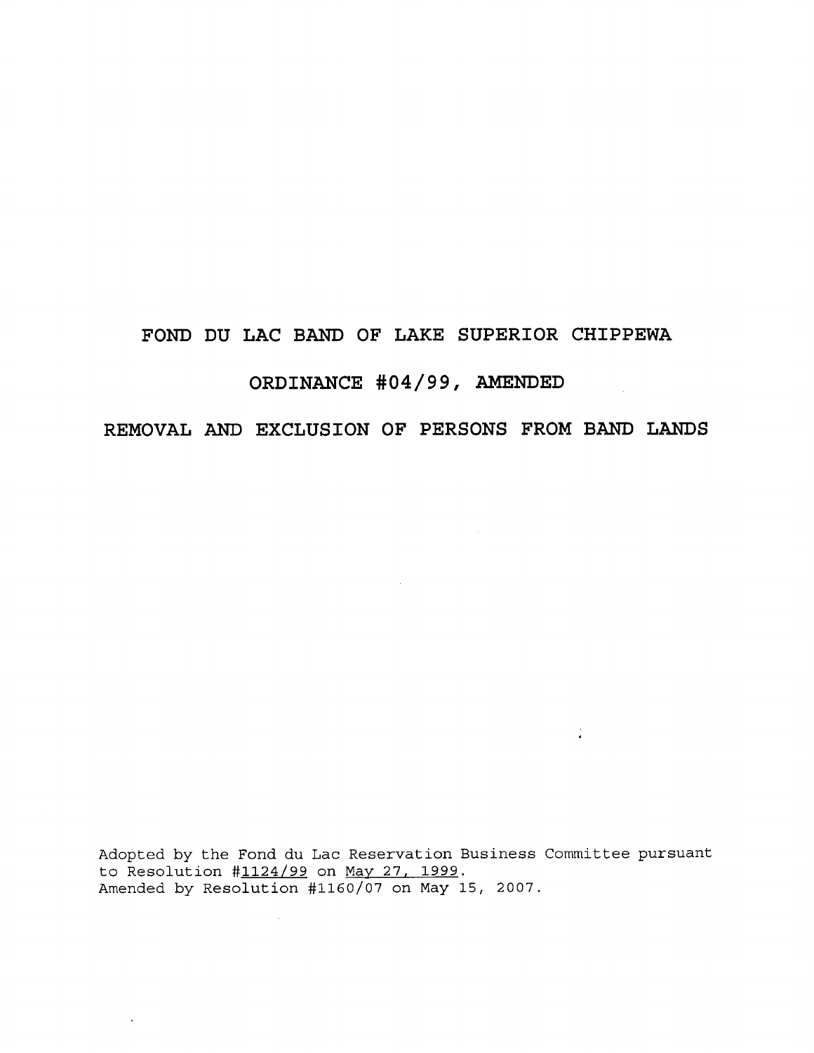# FOND DU LAC BAND OF LAKE SUPERIOR CHIPPEWA

## ORDINANCE #04/99, AMENDED

## REMOVAL AND EXCLUSION OF PERSONS FROM BAND LANDS

Adopted by the Fond du Lac Reservation Business Committee pursuant to Resolution #1124/99 on May 27, 1999.
Amended by Resolution #1160/07 on May 15, 2007.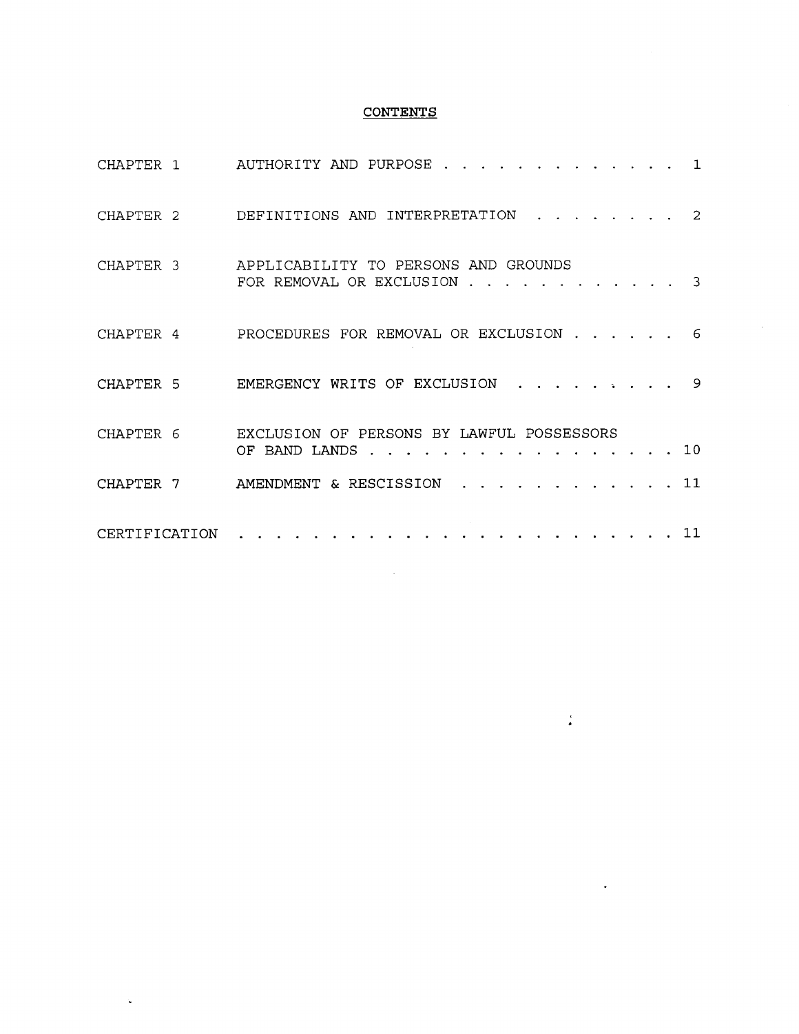# CONTENTS

| | | |
|---|---|---|
| CHAPTER 1 | AUTHORITY AND PURPOSE | 1 |
| CHAPTER 2 | DEFINITIONS AND INTERPRETATION | 2 |
| CHAPTER 3 | APPLICABILITY TO PERSONS AND GROUNDS FOR REMOVAL OR EXCLUSION | 3 |
| CHAPTER 4 | PROCEDURES FOR REMOVAL OR EXCLUSION | 6 |
| CHAPTER 5 | EMERGENCY WRITS OF EXCLUSION | 9 |
| CHAPTER 6 | EXCLUSION OF PERSONS BY LAWFUL POSSESSORS OF BAND LANDS | 10 |
| CHAPTER 7 | AMENDMENT & RESCISSION | 11 |
| CERTIFICATION | | 11 |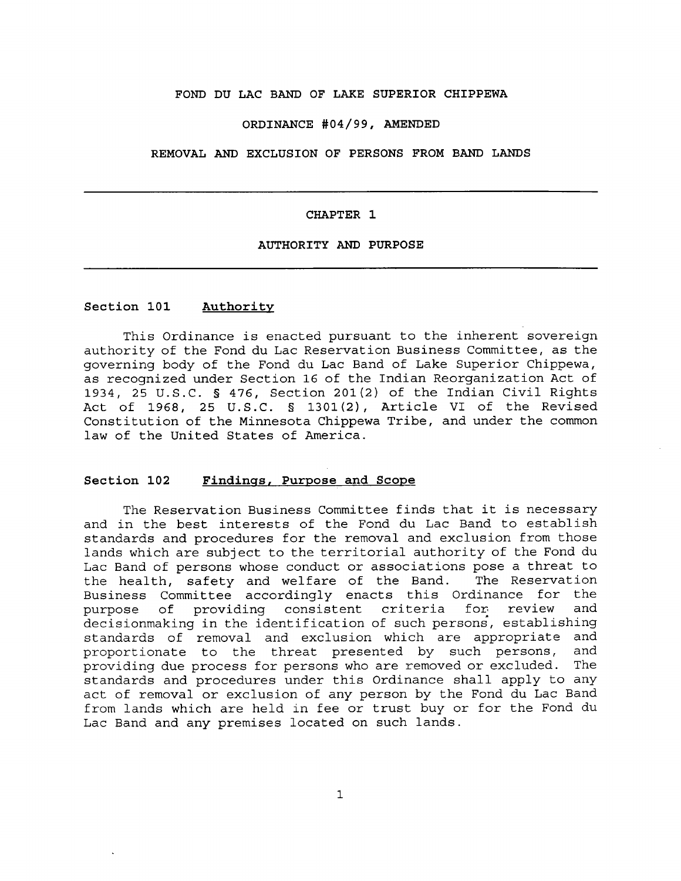FOND DU LAC BAND OF LAKE SUPERIOR CHIPPEWA

ORDINANCE #04/99, AMENDED

REMOVAL AND EXCLUSION OF PERSONS FROM BAND LANDS

---

# CHAPTER 1

# AUTHORITY AND PURPOSE

---

## Section 101 Authority

This Ordinance is enacted pursuant to the inherent sovereign authority of the Fond du Lac Reservation Business Committee, as the governing body of the Fond du Lac Band of Lake Superior Chippewa, as recognized under Section 16 of the Indian Reorganization Act of 1934, 25 U.S.C. § 476, Section 201(2) of the Indian Civil Rights Act of 1968, 25 U.S.C. § 1301(2), Article VI of the Revised Constitution of the Minnesota Chippewa Tribe, and under the common law of the United States of America.

## Section 102 Findings, Purpose and Scope

The Reservation Business Committee finds that it is necessary and in the best interests of the Fond du Lac Band to establish standards and procedures for the removal and exclusion from those lands which are subject to the territorial authority of the Fond du Lac Band of persons whose conduct or associations pose a threat to the health, safety and welfare of the Band. The Reservation Business Committee accordingly enacts this Ordinance for the purpose of providing consistent criteria for review and decisionmaking in the identification of such persons, establishing standards of removal and exclusion which are appropriate and proportionate to the threat presented by such persons, and providing due process for persons who are removed or excluded. The standards and procedures under this Ordinance shall apply to any act of removal or exclusion of any person by the Fond du Lac Band from lands which are held in fee or trust buy or for the Fond du Lac Band and any premises located on such lands.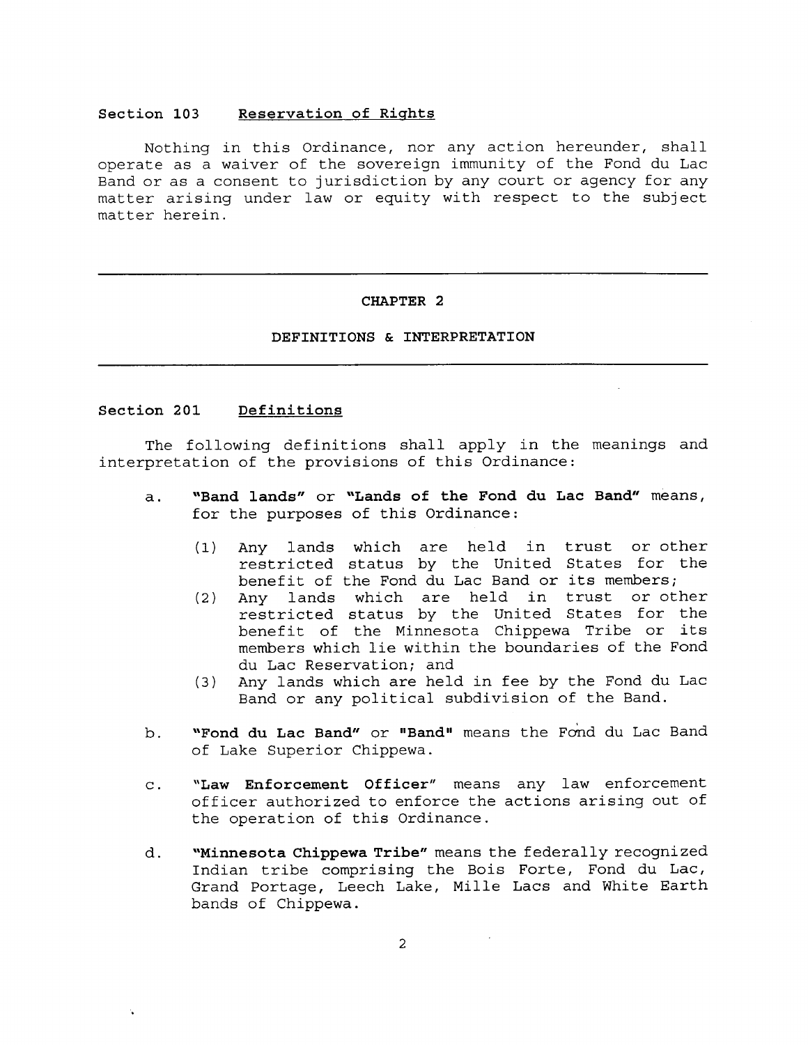### Section 103 Reservation of Rights

Nothing in this Ordinance, nor any action hereunder, shall operate as a waiver of the sovereign immunity of the Fond du Lac Band or as a consent to jurisdiction by any court or agency for any matter arising under law or equity with respect to the subject matter herein.

---

## CHAPTER 2

## DEFINITIONS & INTERPRETATION

---

### Section 201 Definitions

The following definitions shall apply in the meanings and interpretation of the provisions of this Ordinance:

a. **"Band lands"** or **"Lands of the Fond du Lac Band"** means, for the purposes of this Ordinance:

   (1) Any lands which are held in trust or other restricted status by the United States for the benefit of the Fond du Lac Band or its members;

   (2) Any lands which are held in trust or other restricted status by the United States for the benefit of the Minnesota Chippewa Tribe or its members which lie within the boundaries of the Fond du Lac Reservation; and

   (3) Any lands which are held in fee by the Fond du Lac Band or any political subdivision of the Band.

b. **"Fond du Lac Band"** or **"Band"** means the Fond du Lac Band of Lake Superior Chippewa.

c. **"Law Enforcement Officer"** means any law enforcement officer authorized to enforce the actions arising out of the operation of this Ordinance.

d. **"Minnesota Chippewa Tribe"** means the federally recognized Indian tribe comprising the Bois Forte, Fond du Lac, Grand Portage, Leech Lake, Mille Lacs and White Earth bands of Chippewa.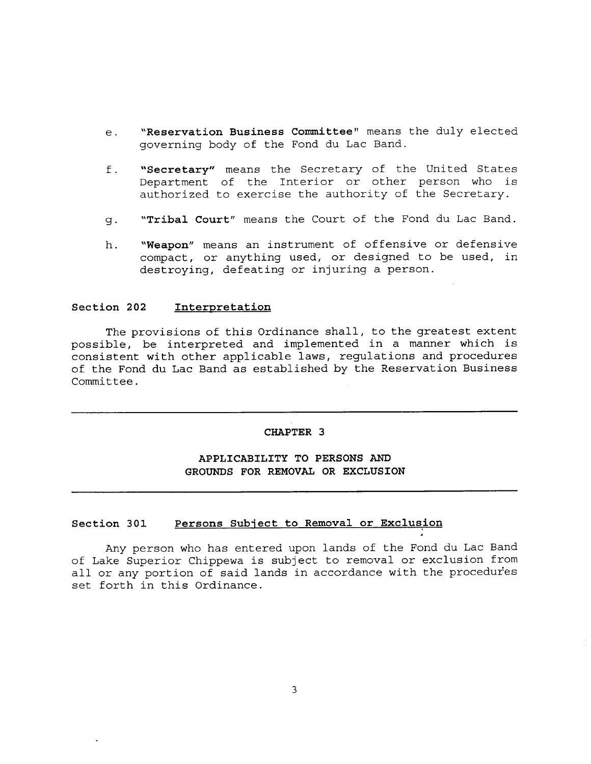e. **"Reservation Business Committee"** means the duly elected governing body of the Fond du Lac Band.

f. **"Secretary"** means the Secretary of the United States Department of the Interior or other person who is authorized to exercise the authority of the Secretary.

g. **"Tribal Court"** means the Court of the Fond du Lac Band.

h. **"Weapon"** means an instrument of offensive or defensive compact, or anything used, or designed to be used, in destroying, defeating or injuring a person.

### Section 202 Interpretation

The provisions of this Ordinance shall, to the greatest extent possible, be interpreted and implemented in a manner which is consistent with other applicable laws, regulations and procedures of the Fond du Lac Band as established by the Reservation Business Committee.

---

## CHAPTER 3

## APPLICABILITY TO PERSONS AND GROUNDS FOR REMOVAL OR EXCLUSION

---

### Section 301 Persons Subject to Removal or Exclusion

Any person who has entered upon lands of the Fond du Lac Band of Lake Superior Chippewa is subject to removal or exclusion from all or any portion of said lands in accordance with the procedures set forth in this Ordinance.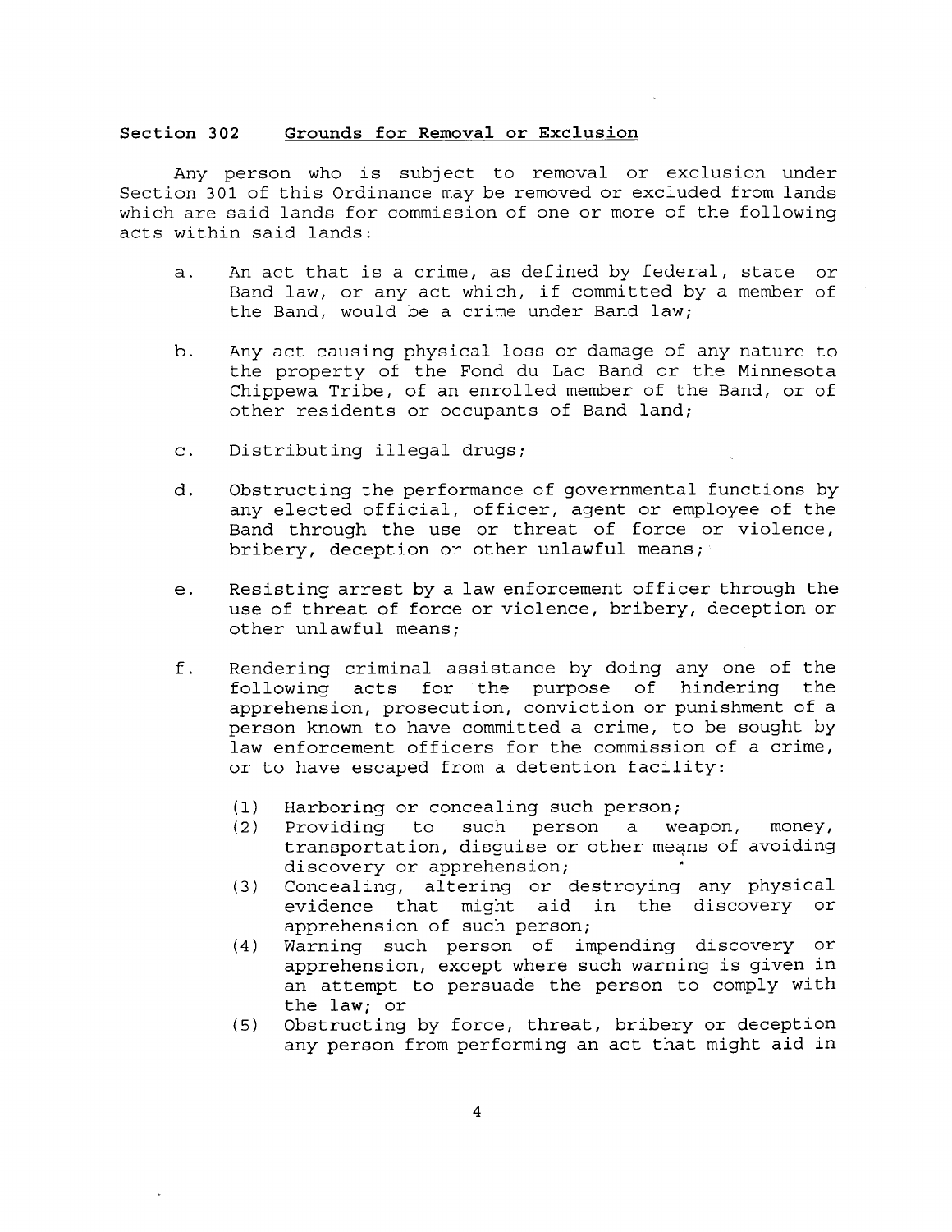## Section 302 Grounds for Removal or Exclusion

Any person who is subject to removal or exclusion under Section 301 of this Ordinance may be removed or excluded from lands which are said lands for commission of one or more of the following acts within said lands:

a. An act that is a crime, as defined by federal, state or Band law, or any act which, if committed by a member of the Band, would be a crime under Band law;

b. Any act causing physical loss or damage of any nature to the property of the Fond du Lac Band or the Minnesota Chippewa Tribe, of an enrolled member of the Band, or of other residents or occupants of Band land;

c. Distributing illegal drugs;

d. Obstructing the performance of governmental functions by any elected official, officer, agent or employee of the Band through the use or threat of force or violence, bribery, deception or other unlawful means;

e. Resisting arrest by a law enforcement officer through the use of threat of force or violence, bribery, deception or other unlawful means;

f. Rendering criminal assistance by doing any one of the following acts for the purpose of hindering the apprehension, prosecution, conviction or punishment of a person known to have committed a crime, to be sought by law enforcement officers for the commission of a crime, or to have escaped from a detention facility:

   (1) Harboring or concealing such person;
   (2) Providing to such person a weapon, money, transportation, disguise or other means of avoiding discovery or apprehension;
   (3) Concealing, altering or destroying any physical evidence that might aid in the discovery or apprehension of such person;
   (4) Warning such person of impending discovery or apprehension, except where such warning is given in an attempt to persuade the person to comply with the law; or
   (5) Obstructing by force, threat, bribery or deception any person from performing an act that might aid in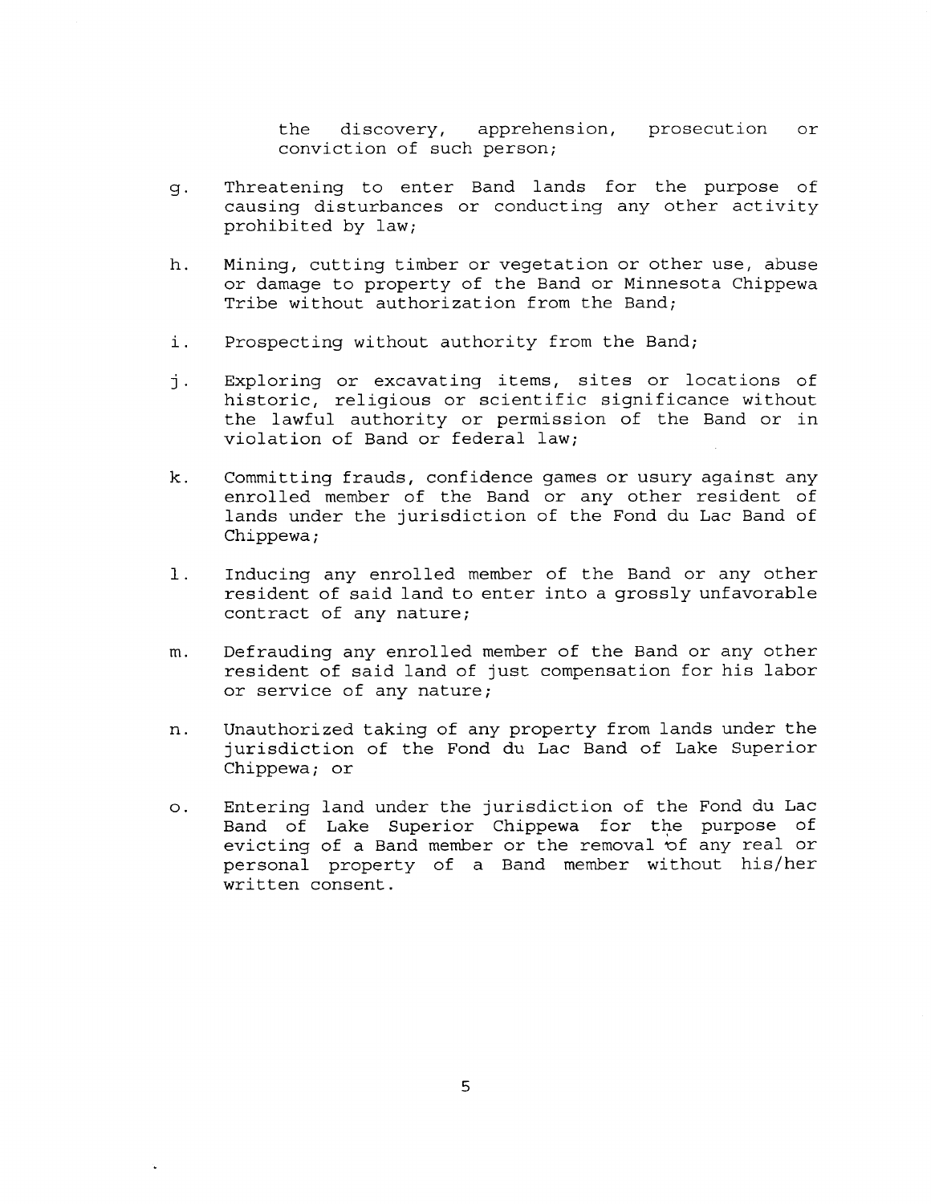the discovery, apprehension, prosecution or conviction of such person;

g. Threatening to enter Band lands for the purpose of causing disturbances or conducting any other activity prohibited by law;

h. Mining, cutting timber or vegetation or other use, abuse or damage to property of the Band or Minnesota Chippewa Tribe without authorization from the Band;

i. Prospecting without authority from the Band;

j. Exploring or excavating items, sites or locations of historic, religious or scientific significance without the lawful authority or permission of the Band or in violation of Band or federal law;

k. Committing frauds, confidence games or usury against any enrolled member of the Band or any other resident of lands under the jurisdiction of the Fond du Lac Band of Chippewa;

l. Inducing any enrolled member of the Band or any other resident of said land to enter into a grossly unfavorable contract of any nature;

m. Defrauding any enrolled member of the Band or any other resident of said land of just compensation for his labor or service of any nature;

n. Unauthorized taking of any property from lands under the jurisdiction of the Fond du Lac Band of Lake Superior Chippewa; or

o. Entering land under the jurisdiction of the Fond du Lac Band of Lake Superior Chippewa for the purpose of evicting of a Band member or the removal of any real or personal property of a Band member without his/her written consent.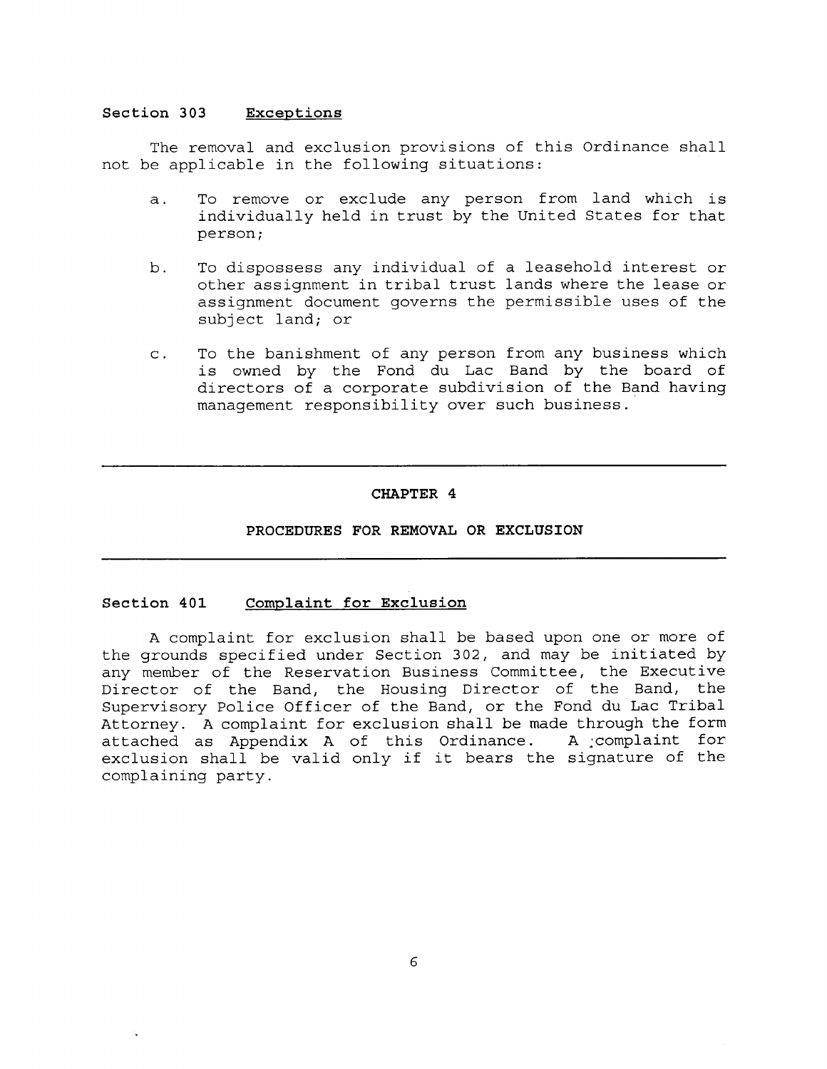**Section 303 Exceptions**

The removal and exclusion provisions of this Ordinance shall not be applicable in the following situations:

a. To remove or exclude any person from land which is individually held in trust by the United States for that person;

b. To dispossess any individual of a leasehold interest or other assignment in tribal trust lands where the lease or assignment document governs the permissible uses of the subject land; or

c. To the banishment of any person from any business which is owned by the Fond du Lac Band by the board of directors of a corporate subdivision of the Band having management responsibility over such business.

---

## CHAPTER 4

## PROCEDURES FOR REMOVAL OR EXCLUSION

---

**Section 401 Complaint for Exclusion**

A complaint for exclusion shall be based upon one or more of the grounds specified under Section 302, and may be initiated by any member of the Reservation Business Committee, the Executive Director of the Band, the Housing Director of the Band, the Supervisory Police Officer of the Band, or the Fond du Lac Tribal Attorney. A complaint for exclusion shall be made through the form attached as Appendix A of this Ordinance. A complaint for exclusion shall be valid only if it bears the signature of the complaining party.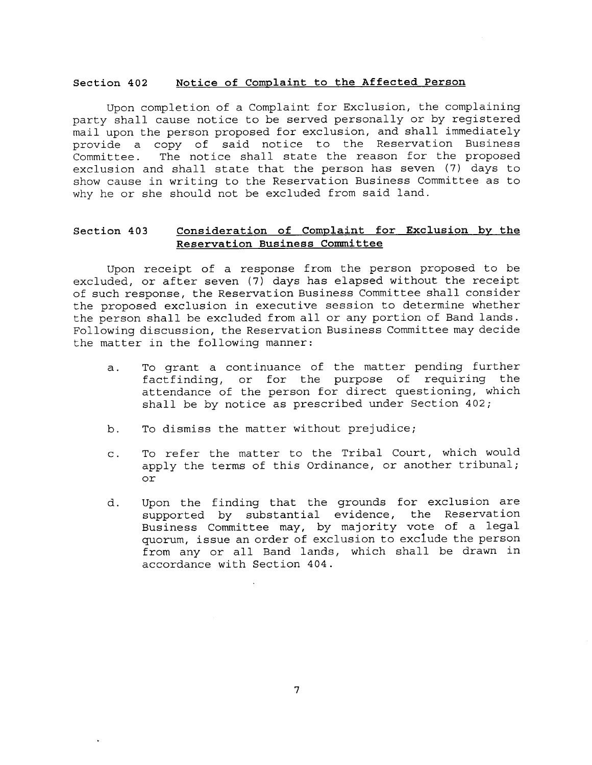## Section 402 Notice of Complaint to the Affected Person

Upon completion of a Complaint for Exclusion, the complaining party shall cause notice to be served personally or by registered mail upon the person proposed for exclusion, and shall immediately provide a copy of said notice to the Reservation Business Committee. The notice shall state the reason for the proposed exclusion and shall state that the person has seven (7) days to show cause in writing to the Reservation Business Committee as to why he or she should not be excluded from said land.

## Section 403 Consideration of Complaint for Exclusion by the Reservation Business Committee

Upon receipt of a response from the person proposed to be excluded, or after seven (7) days has elapsed without the receipt of such response, the Reservation Business Committee shall consider the proposed exclusion in executive session to determine whether the person shall be excluded from all or any portion of Band lands. Following discussion, the Reservation Business Committee may decide the matter in the following manner:

a. To grant a continuance of the matter pending further factfinding, or for the purpose of requiring the attendance of the person for direct questioning, which shall be by notice as prescribed under Section 402;

b. To dismiss the matter without prejudice;

c. To refer the matter to the Tribal Court, which would apply the terms of this Ordinance, or another tribunal; or

d. Upon the finding that the grounds for exclusion are supported by substantial evidence, the Reservation Business Committee may, by majority vote of a legal quorum, issue an order of exclusion to exclude the person from any or all Band lands, which shall be drawn in accordance with Section 404.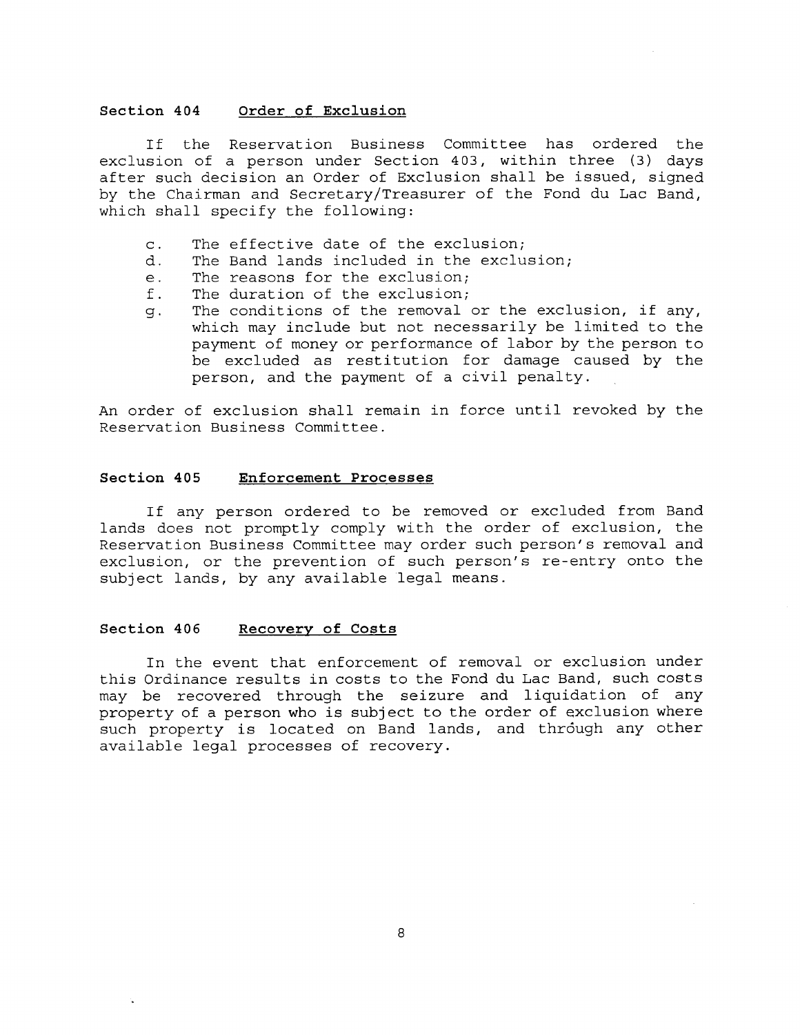### Section 404 Order of Exclusion

If the Reservation Business Committee has ordered the exclusion of a person under Section 403, within three (3) days after such decision an Order of Exclusion shall be issued, signed by the Chairman and Secretary/Treasurer of the Fond du Lac Band, which shall specify the following:

c. The effective date of the exclusion;
d. The Band lands included in the exclusion;
e. The reasons for the exclusion;
f. The duration of the exclusion;
g. The conditions of the removal or the exclusion, if any, which may include but not necessarily be limited to the payment of money or performance of labor by the person to be excluded as restitution for damage caused by the person, and the payment of a civil penalty.

An order of exclusion shall remain in force until revoked by the Reservation Business Committee.

### Section 405 Enforcement Processes

If any person ordered to be removed or excluded from Band lands does not promptly comply with the order of exclusion, the Reservation Business Committee may order such person's removal and exclusion, or the prevention of such person's re-entry onto the subject lands, by any available legal means.

### Section 406 Recovery of Costs

In the event that enforcement of removal or exclusion under this Ordinance results in costs to the Fond du Lac Band, such costs may be recovered through the seizure and liquidation of any property of a person who is subject to the order of exclusion where such property is located on Band lands, and through any other available legal processes of recovery.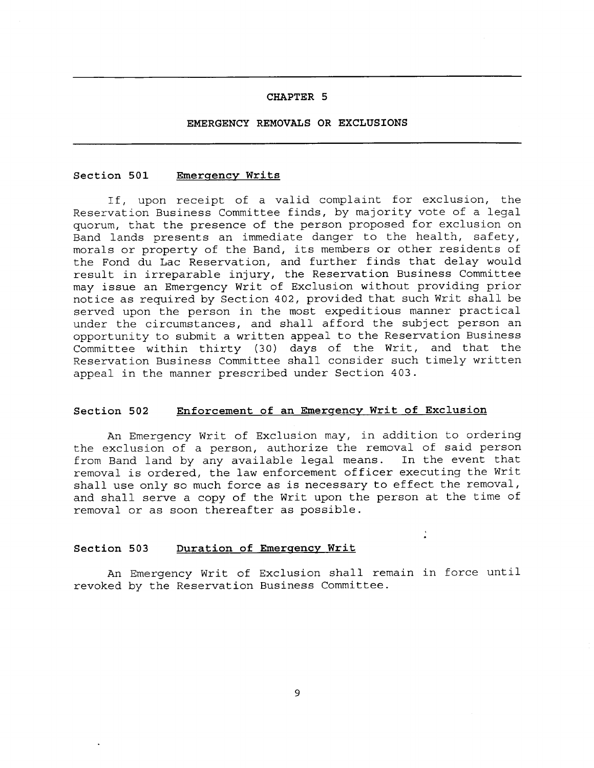# CHAPTER 5

## EMERGENCY REMOVALS OR EXCLUSIONS

### Section 501 Emergency Writs

If, upon receipt of a valid complaint for exclusion, the Reservation Business Committee finds, by majority vote of a legal quorum, that the presence of the person proposed for exclusion on Band lands presents an immediate danger to the health, safety, morals or property of the Band, its members or other residents of the Fond du Lac Reservation, and further finds that delay would result in irreparable injury, the Reservation Business Committee may issue an Emergency Writ of Exclusion without providing prior notice as required by Section 402, provided that such Writ shall be served upon the person in the most expeditious manner practical under the circumstances, and shall afford the subject person an opportunity to submit a written appeal to the Reservation Business Committee within thirty (30) days of the Writ, and that the Reservation Business Committee shall consider such timely written appeal in the manner prescribed under Section 403.

### Section 502 Enforcement of an Emergency Writ of Exclusion

An Emergency Writ of Exclusion may, in addition to ordering the exclusion of a person, authorize the removal of said person from Band land by any available legal means. In the event that removal is ordered, the law enforcement officer executing the Writ shall use only so much force as is necessary to effect the removal, and shall serve a copy of the Writ upon the person at the time of removal or as soon thereafter as possible.

### Section 503 Duration of Emergency Writ

An Emergency Writ of Exclusion shall remain in force until revoked by the Reservation Business Committee.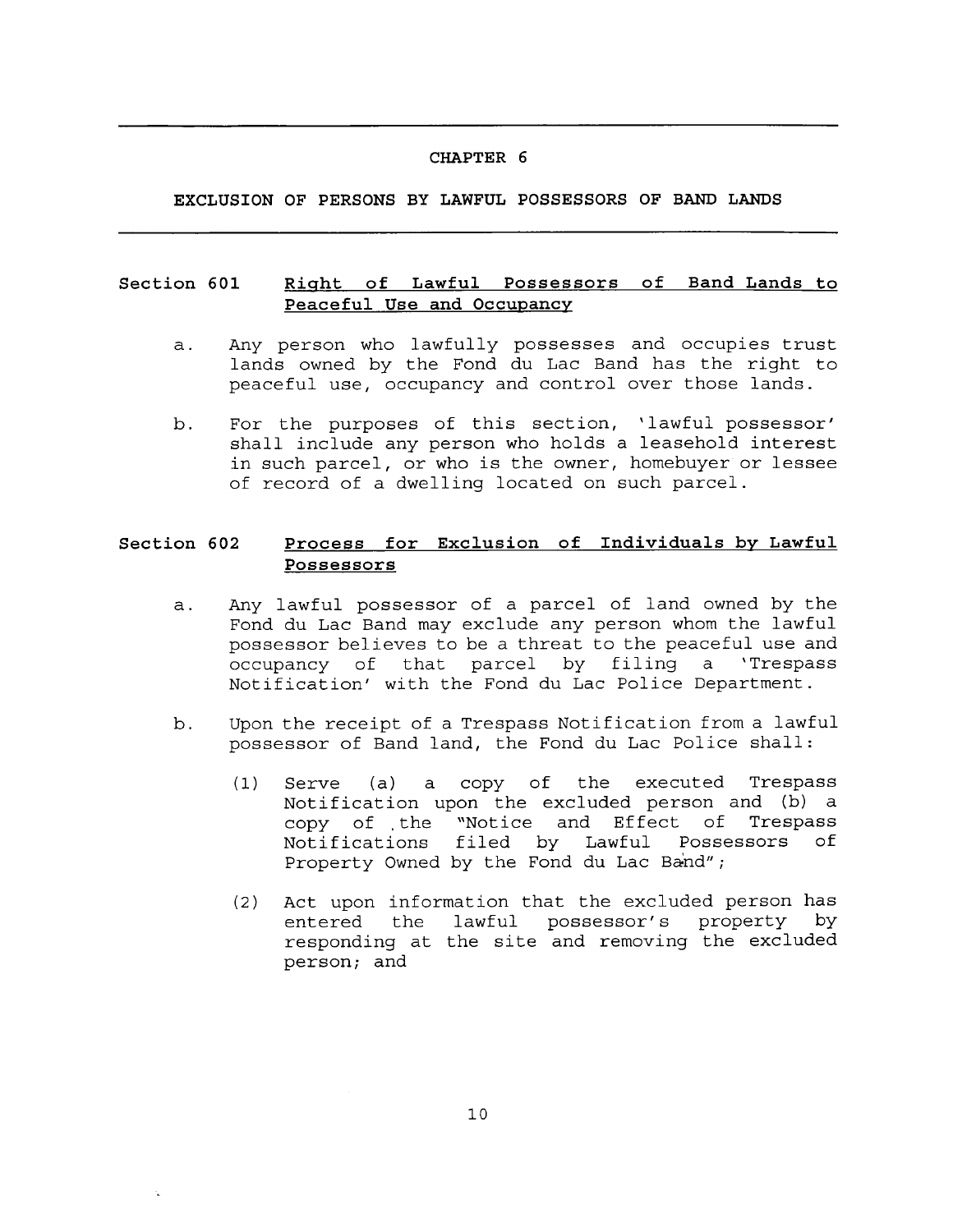## CHAPTER 6

## EXCLUSION OF PERSONS BY LAWFUL POSSESSORS OF BAND LANDS

### Section 601 Right of Lawful Possessors of Band Lands to Peaceful Use and Occupancy

a. Any person who lawfully possesses and occupies trust lands owned by the Fond du Lac Band has the right to peaceful use, occupancy and control over those lands.

b. For the purposes of this section, 'lawful possessor' shall include any person who holds a leasehold interest in such parcel, or who is the owner, homebuyer or lessee of record of a dwelling located on such parcel.

### Section 602 Process for Exclusion of Individuals by Lawful Possessors

a. Any lawful possessor of a parcel of land owned by the Fond du Lac Band may exclude any person whom the lawful possessor believes to be a threat to the peaceful use and occupancy of that parcel by filing a 'Trespass Notification' with the Fond du Lac Police Department.

b. Upon the receipt of a Trespass Notification from a lawful possessor of Band land, the Fond du Lac Police shall:

   (1) Serve (a) a copy of the executed Trespass Notification upon the excluded person and (b) a copy of the "Notice and Effect of Trespass Notifications filed by Lawful Possessors of Property Owned by the Fond du Lac Band";

   (2) Act upon information that the excluded person has entered the lawful possessor's property by responding at the site and removing the excluded person; and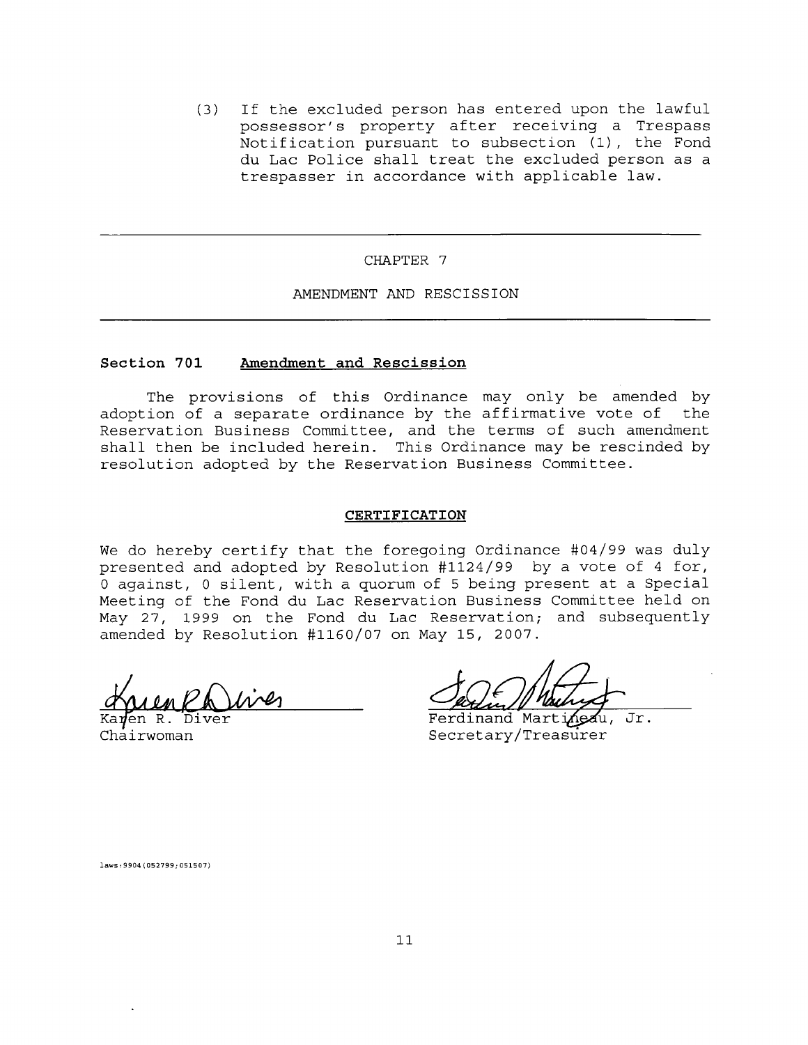(3) If the excluded person has entered upon the lawful possessor's property after receiving a Trespass Notification pursuant to subsection (1), the Fond du Lac Police shall treat the excluded person as a trespasser in accordance with applicable law.

---

CHAPTER 7

AMENDMENT AND RESCISSION

---

**Section 701 Amendment and Rescission**

The provisions of this Ordinance may only be amended by adoption of a separate ordinance by the affirmative vote of the Reservation Business Committee, and the terms of such amendment shall then be included herein. This Ordinance may be rescinded by resolution adopted by the Reservation Business Committee.

**CERTIFICATION**

We do hereby certify that the foregoing Ordinance #04/99 was duly presented and adopted by Resolution #1124/99 by a vote of 4 for, 0 against, 0 silent, with a quorum of 5 being present at a Special Meeting of the Fond du Lac Reservation Business Committee held on May 27, 1999 on the Fond du Lac Reservation; and subsequently amended by Resolution #1160/07 on May 15, 2007.

Karen R. Diver
Chairwoman

Ferdinand Martineau, Jr.
Secretary/Treasurer

laws:9904(052799;051507)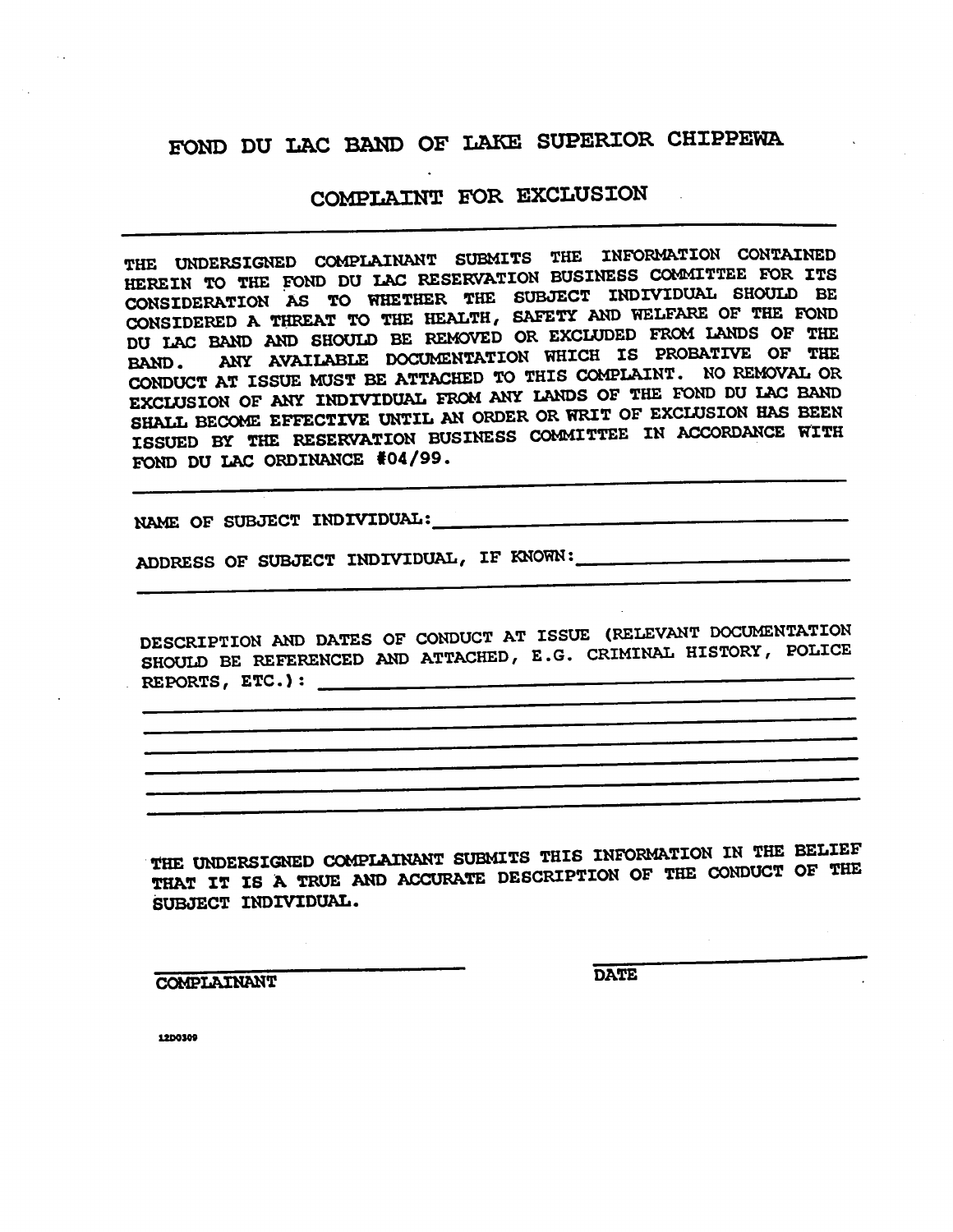# FOND DU LAC BAND OF LAKE SUPERIOR CHIPPEWA

## COMPLAINT FOR EXCLUSION

---

THE UNDERSIGNED COMPLAINANT SUBMITS THE INFORMATION CONTAINED HEREIN TO THE FOND DU LAC RESERVATION BUSINESS COMMITTEE FOR ITS CONSIDERATION AS TO WHETHER THE SUBJECT INDIVIDUAL SHOULD BE CONSIDERED A THREAT TO THE HEALTH, SAFETY AND WELFARE OF THE FOND DU LAC BAND AND SHOULD BE REMOVED OR EXCLUDED FROM LANDS OF THE BAND. ANY AVAILABLE DOCUMENTATION WHICH IS PROBATIVE OF THE CONDUCT AT ISSUE MUST BE ATTACHED TO THIS COMPLAINT. NO REMOVAL OR EXCLUSION OF ANY INDIVIDUAL FROM ANY LANDS OF THE FOND DU LAC BAND SHALL BECOME EFFECTIVE UNTIL AN ORDER OR WRIT OF EXCLUSION HAS BEEN ISSUED BY THE RESERVATION BUSINESS COMMITTEE IN ACCORDANCE WITH FOND DU LAC ORDINANCE #04/99.

---

NAME OF SUBJECT INDIVIDUAL:\_\_\_\_\_\_\_\_\_\_\_\_\_\_\_\_\_\_\_\_\_\_\_\_\_\_\_\_\_\_\_\_

ADDRESS OF SUBJECT INDIVIDUAL, IF KNOWN:\_\_\_\_\_\_\_\_\_\_\_\_\_\_\_\_\_\_\_\_\_\_

\_\_\_\_\_\_\_\_\_\_\_\_\_\_\_\_\_\_\_\_\_\_\_\_\_\_\_\_\_\_\_\_\_\_\_\_\_\_\_\_\_\_\_\_\_\_\_\_\_\_\_\_\_\_\_\_\_\_\_\_

DESCRIPTION AND DATES OF CONDUCT AT ISSUE (RELEVANT DOCUMENTATION SHOULD BE REFERENCED AND ATTACHED, E.G. CRIMINAL HISTORY, POLICE REPORTS, ETC.): \_\_\_\_\_\_\_\_\_\_\_\_\_\_\_\_\_\_\_\_\_\_\_\_\_\_\_\_\_\_\_\_\_\_\_\_\_\_\_\_

\_\_\_\_\_\_\_\_\_\_\_\_\_\_\_\_\_\_\_\_\_\_\_\_\_\_\_\_\_\_\_\_\_\_\_\_\_\_\_\_\_\_\_\_\_\_\_\_\_\_\_\_\_\_\_\_\_\_\_\_

\_\_\_\_\_\_\_\_\_\_\_\_\_\_\_\_\_\_\_\_\_\_\_\_\_\_\_\_\_\_\_\_\_\_\_\_\_\_\_\_\_\_\_\_\_\_\_\_\_\_\_\_\_\_\_\_\_\_\_\_

\_\_\_\_\_\_\_\_\_\_\_\_\_\_\_\_\_\_\_\_\_\_\_\_\_\_\_\_\_\_\_\_\_\_\_\_\_\_\_\_\_\_\_\_\_\_\_\_\_\_\_\_\_\_\_\_\_\_\_\_

\_\_\_\_\_\_\_\_\_\_\_\_\_\_\_\_\_\_\_\_\_\_\_\_\_\_\_\_\_\_\_\_\_\_\_\_\_\_\_\_\_\_\_\_\_\_\_\_\_\_\_\_\_\_\_\_\_\_\_\_

\_\_\_\_\_\_\_\_\_\_\_\_\_\_\_\_\_\_\_\_\_\_\_\_\_\_\_\_\_\_\_\_\_\_\_\_\_\_\_\_\_\_\_\_\_\_\_\_\_\_\_\_\_\_\_\_\_\_\_\_

\_\_\_\_\_\_\_\_\_\_\_\_\_\_\_\_\_\_\_\_\_\_\_\_\_\_\_\_\_\_\_\_\_\_\_\_\_\_\_\_\_\_\_\_\_\_\_\_\_\_\_\_\_\_\_\_\_\_\_\_

THE UNDERSIGNED COMPLAINANT SUBMITS THIS INFORMATION IN THE BELIEF THAT IT IS A TRUE AND ACCURATE DESCRIPTION OF THE CONDUCT OF THE SUBJECT INDIVIDUAL.

\_\_\_\_\_\_\_\_\_\_\_\_\_\_\_\_\_\_\_\_\_\_\_\_\_\_ \_\_\_\_\_\_\_\_\_\_\_\_\_\_\_\_\_\_\_\_\_\_\_\_\_\_

COMPLAINANT DATE

12D0309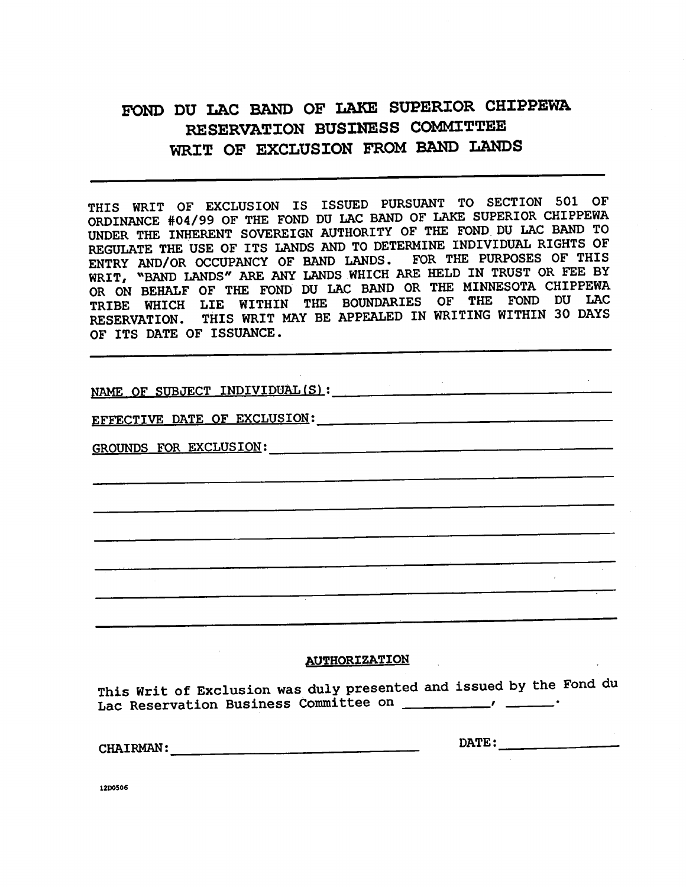# FOND DU LAC BAND OF LAKE SUPERIOR CHIPPEWA
# RESERVATION BUSINESS COMMITTEE
# WRIT OF EXCLUSION FROM BAND LANDS

---

THIS WRIT OF EXCLUSION IS ISSUED PURSUANT TO SECTION 501 OF ORDINANCE #04/99 OF THE FOND DU LAC BAND OF LAKE SUPERIOR CHIPPEWA UNDER THE INHERENT SOVEREIGN AUTHORITY OF THE FOND DU LAC BAND TO REGULATE THE USE OF ITS LANDS AND TO DETERMINE INDIVIDUAL RIGHTS OF ENTRY AND/OR OCCUPANCY OF BAND LANDS. FOR THE PURPOSES OF THIS WRIT, "BAND LANDS" ARE ANY LANDS WHICH ARE HELD IN TRUST OR FEE BY OR ON BEHALF OF THE FOND DU LAC BAND OR THE MINNESOTA CHIPPEWA TRIBE WHICH LIE WITHIN THE BOUNDARIES OF THE FOND DU LAC RESERVATION. THIS WRIT MAY BE APPEALED IN WRITING WITHIN 30 DAYS OF ITS DATE OF ISSUANCE.

---

NAME OF SUBJECT INDIVIDUAL(S): ______________________________

EFFECTIVE DATE OF EXCLUSION: ______________________________

GROUNDS FOR EXCLUSION: ______________________________

______________________________________________________________

______________________________________________________________

______________________________________________________________

______________________________________________________________

______________________________________________________________

______________________________________________________________

## AUTHORIZATION

This Writ of Exclusion was duly presented and issued by the Fond du Lac Reservation Business Committee on __________, ______.

CHAIRMAN: ______________________________ DATE: ______________

12D0506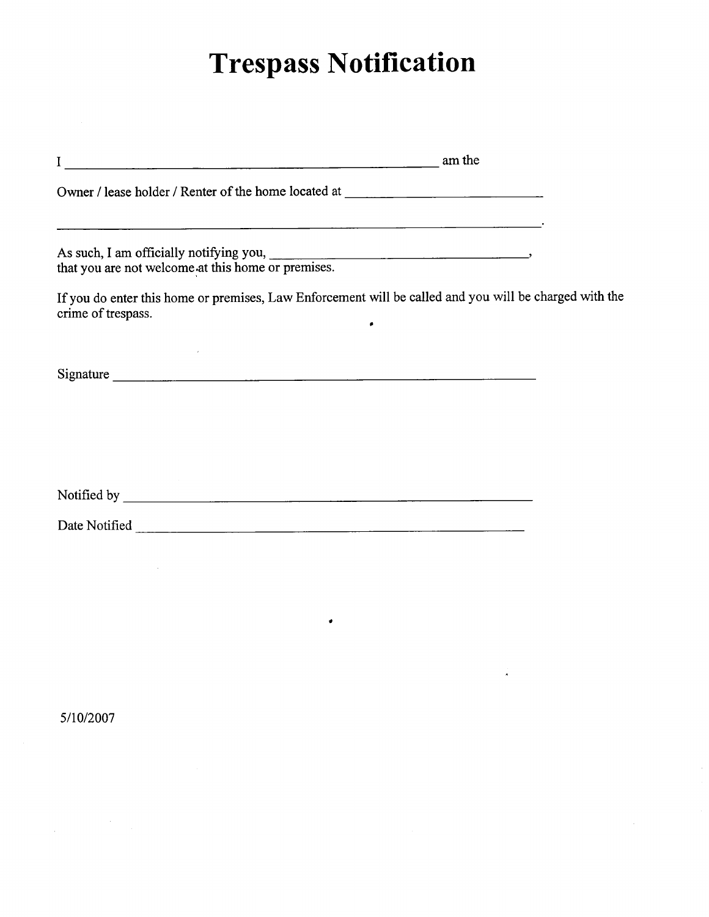# Trespass Notification

I \_\_\_\_\_\_\_\_\_\_\_\_\_\_\_\_\_\_\_\_\_\_\_\_\_\_\_\_\_\_\_\_\_\_\_\_\_\_\_\_\_\_\_\_\_\_\_\_\_\_\_\_\_\_ am the

Owner / lease holder / Renter of the home located at \_\_\_\_\_\_\_\_\_\_\_\_\_\_\_\_\_\_\_\_\_\_\_\_\_\_\_\_\_\_

\_\_\_\_\_\_\_\_\_\_\_\_\_\_\_\_\_\_\_\_\_\_\_\_\_\_\_\_\_\_\_\_\_\_\_\_\_\_\_\_\_\_\_\_\_\_\_\_\_\_\_\_\_\_\_\_\_\_\_\_\_\_\_\_\_\_\_\_\_\_\_\_\_\_.

As such, I am officially notifying you, \_\_\_\_\_\_\_\_\_\_\_\_\_\_\_\_\_\_\_\_\_\_\_\_\_\_\_\_\_\_\_\_\_\_\_\_\_\_,
that you are not welcome at this home or premises.

If you do enter this home or premises, Law Enforcement will be called and you will be charged with the crime of trespass.

Signature \_\_\_\_\_\_\_\_\_\_\_\_\_\_\_\_\_\_\_\_\_\_\_\_\_\_\_\_\_\_\_\_\_\_\_\_\_\_\_\_\_\_\_\_\_\_\_\_\_\_\_\_\_\_\_\_\_\_\_\_\_\_

Notified by \_\_\_\_\_\_\_\_\_\_\_\_\_\_\_\_\_\_\_\_\_\_\_\_\_\_\_\_\_\_\_\_\_\_\_\_\_\_\_\_\_\_\_\_\_\_\_\_\_\_\_\_\_\_\_\_\_\_\_\_\_

Date Notified \_\_\_\_\_\_\_\_\_\_\_\_\_\_\_\_\_\_\_\_\_\_\_\_\_\_\_\_\_\_\_\_\_\_\_\_\_\_\_\_\_\_\_\_\_\_\_\_\_\_\_\_\_\_\_\_\_\_\_

5/10/2007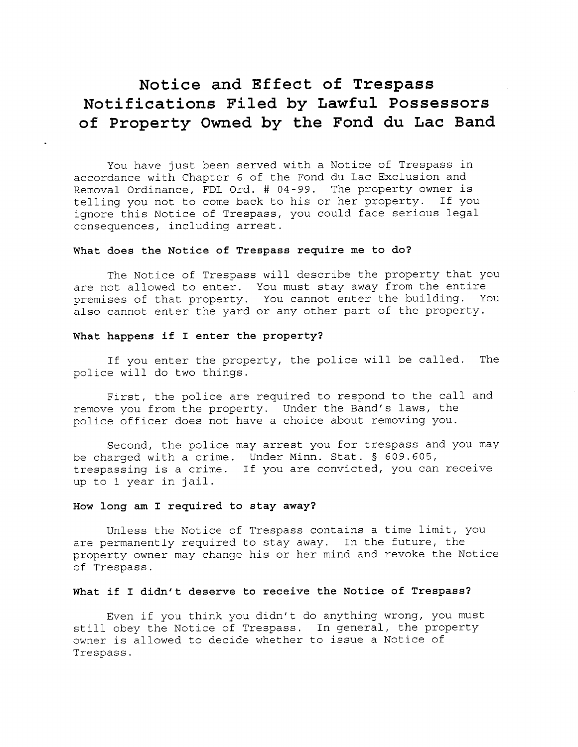# Notice and Effect of Trespass Notifications Filed by Lawful Possessors of Property Owned by the Fond du Lac Band

You have just been served with a Notice of Trespass in accordance with Chapter 6 of the Fond du Lac Exclusion and Removal Ordinance, FDL Ord. # 04-99. The property owner is telling you not to come back to his or her property. If you ignore this Notice of Trespass, you could face serious legal consequences, including arrest.

### What does the Notice of Trespass require me to do?

The Notice of Trespass will describe the property that you are not allowed to enter. You must stay away from the entire premises of that property. You cannot enter the building. You also cannot enter the yard or any other part of the property.

### What happens if I enter the property?

If you enter the property, the police will be called. The police will do two things.

First, the police are required to respond to the call and remove you from the property. Under the Band's laws, the police officer does not have a choice about removing you.

Second, the police may arrest you for trespass and you may be charged with a crime. Under Minn. Stat. § 609.605, trespassing is a crime. If you are convicted, you can receive up to 1 year in jail.

### How long am I required to stay away?

Unless the Notice of Trespass contains a time limit, you are permanently required to stay away. In the future, the property owner may change his or her mind and revoke the Notice of Trespass.

### What if I didn't deserve to receive the Notice of Trespass?

Even if you think you didn't do anything wrong, you must still obey the Notice of Trespass. In general, the property owner is allowed to decide whether to issue a Notice of Trespass.